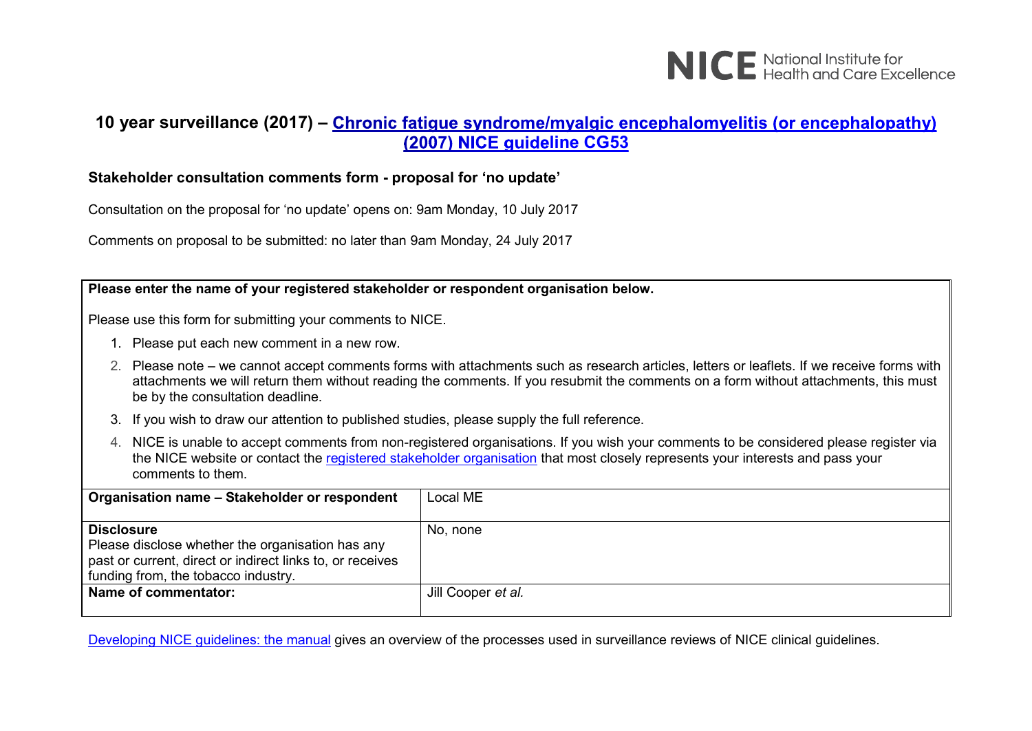NICE National Institute for Health and Care Excellence

# 10 year surveillance (2017) – [Chronic fatigue syndrome/myalgic encephalomyelitis (or encephalopathy) (2007) NICE guideline CG53]

**Stakeholder consultation comments form - proposal for 'no update'**

Consultation on the proposal for 'no update' opens on: 9am Monday, 10 July 2017

Comments on proposal to be submitted: no later than 9am Monday, 24 July 2017

**Please enter the name of your registered stakeholder or respondent organisation below.**

Please use this form for submitting your comments to NICE.

1. Please put each new comment in a new row.
2. Please note – we cannot accept comments forms with attachments such as research articles, letters or leaflets. If we receive forms with attachments we will return them without reading the comments. If you resubmit the comments on a form without attachments, this must be by the consultation deadline.
3. If you wish to draw our attention to published studies, please supply the full reference.
4. NICE is unable to accept comments from non-registered organisations. If you wish your comments to be considered please register via the NICE website or contact the [registered stakeholder organisation] that most closely represents your interests and pass your comments to them.

| | |
|---|---|
| **Organisation name – Stakeholder or respondent** | Local ME |
| **Disclosure**<br>Please disclose whether the organisation has any past or current, direct or indirect links to, or receives funding from, the tobacco industry. | No, none |
| **Name of commentator:** | Jill Cooper *et al.* |

[Developing NICE guidelines: the manual] gives an overview of the processes used in surveillance reviews of NICE clinical guidelines.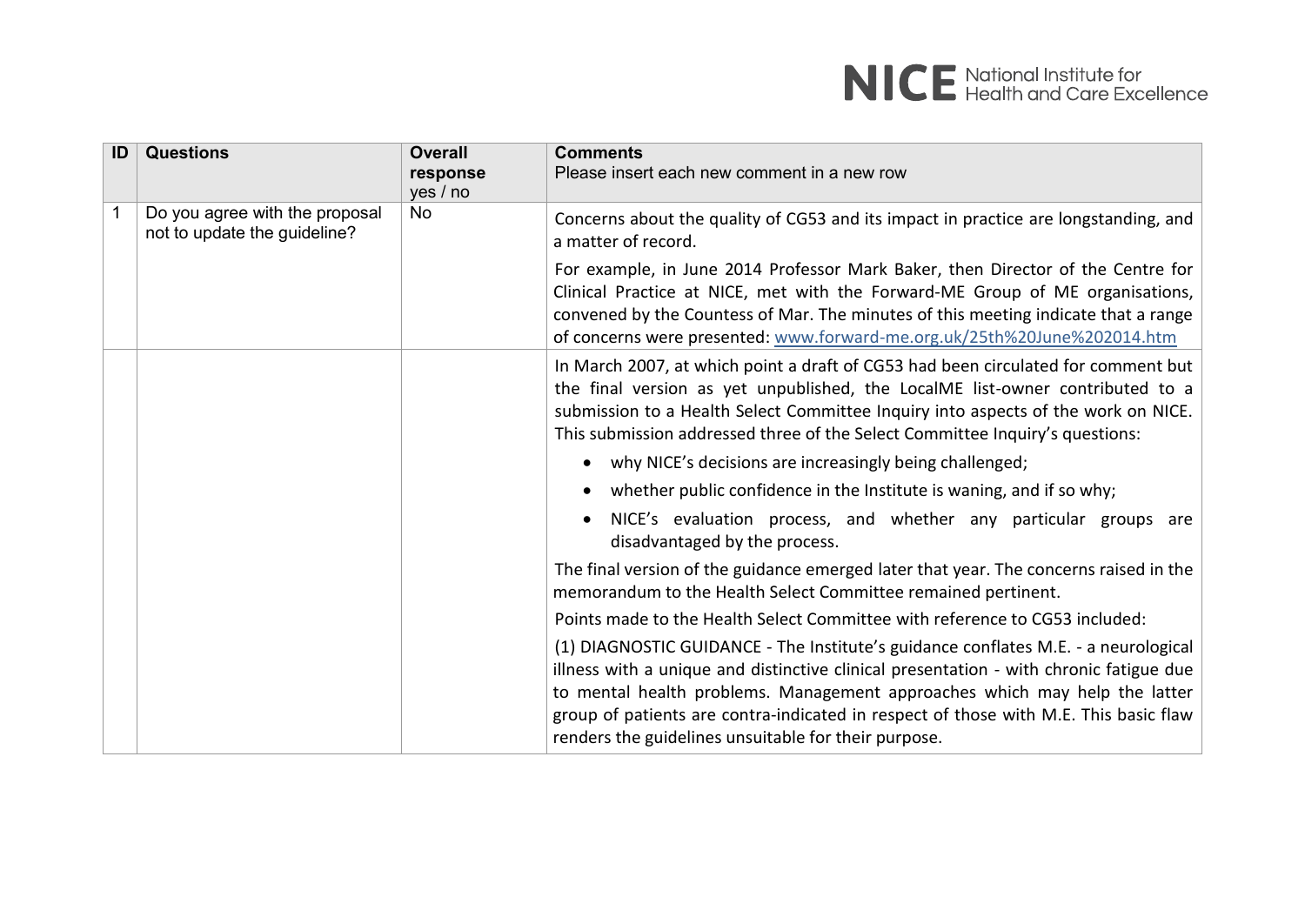| ID | Questions | Overall response yes / no | Comments<br>Please insert each new comment in a new row |
|---|---|---|---|
| 1 | Do you agree with the proposal not to update the guideline? | No | Concerns about the quality of CG53 and its impact in practice are longstanding, and a matter of record.<br><br>For example, in June 2014 Professor Mark Baker, then Director of the Centre for Clinical Practice at NICE, met with the Forward-ME Group of ME organisations, convened by the Countess of Mar. The minutes of this meeting indicate that a range of concerns were presented: [www.forward-me.org.uk/25th%20June%202014.htm](www.forward-me.org.uk/25th%20June%202014.htm) |
| | | | In March 2007, at which point a draft of CG53 had been circulated for comment but the final version as yet unpublished, the LocalME list-owner contributed to a submission to a Health Select Committee Inquiry into aspects of the work on NICE. This submission addressed three of the Select Committee Inquiry's questions:<br><br>• why NICE's decisions are increasingly being challenged;<br>• whether public confidence in the Institute is waning, and if so why;<br>• NICE's evaluation process, and whether any particular groups are disadvantaged by the process.<br><br>The final version of the guidance emerged later that year. The concerns raised in the memorandum to the Health Select Committee remained pertinent.<br><br>Points made to the Health Select Committee with reference to CG53 included:<br><br>(1) DIAGNOSTIC GUIDANCE - The Institute's guidance conflates M.E. - a neurological illness with a unique and distinctive clinical presentation - with chronic fatigue due to mental health problems. Management approaches which may help the latter group of patients are contra-indicated in respect of those with M.E. This basic flaw renders the guidelines unsuitable for their purpose. |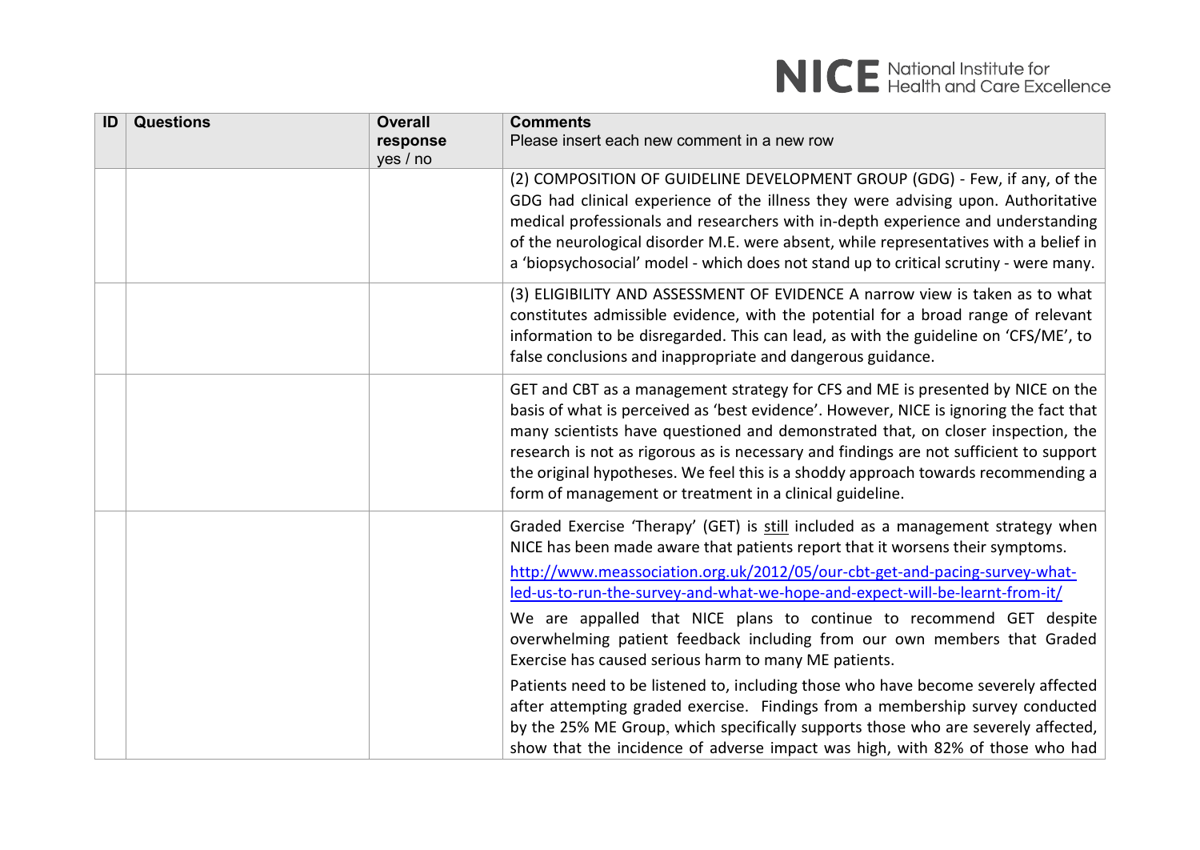| ID | Questions | Overall response yes / no | Comments<br>Please insert each new comment in a new row |
|---|---|---|---|
| | | | (2) COMPOSITION OF GUIDELINE DEVELOPMENT GROUP (GDG) - Few, if any, of the GDG had clinical experience of the illness they were advising upon. Authoritative medical professionals and researchers with in-depth experience and understanding of the neurological disorder M.E. were absent, while representatives with a belief in a 'biopsychosocial' model - which does not stand up to critical scrutiny - were many. |
| | | | (3) ELIGIBILITY AND ASSESSMENT OF EVIDENCE A narrow view is taken as to what constitutes admissible evidence, with the potential for a broad range of relevant information to be disregarded. This can lead, as with the guideline on 'CFS/ME', to false conclusions and inappropriate and dangerous guidance. |
| | | | GET and CBT as a management strategy for CFS and ME is presented by NICE on the basis of what is perceived as 'best evidence'. However, NICE is ignoring the fact that many scientists have questioned and demonstrated that, on closer inspection, the research is not as rigorous as is necessary and findings are not sufficient to support the original hypotheses. We feel this is a shoddy approach towards recommending a form of management or treatment in a clinical guideline. |
| | | | Graded Exercise 'Therapy' (GET) is <u>still</u> included as a management strategy when NICE has been made aware that patients report that it worsens their symptoms.<br>http://www.meassociation.org.uk/2012/05/our-cbt-get-and-pacing-survey-what-led-us-to-run-the-survey-and-what-we-hope-and-expect-will-be-learnt-from-it/<br>We are appalled that NICE plans to continue to recommend GET despite overwhelming patient feedback including from our own members that Graded Exercise has caused serious harm to many ME patients.<br>Patients need to be listened to, including those who have become severely affected after attempting graded exercise. Findings from a membership survey conducted by the 25% ME Group, which specifically supports those who are severely affected, show that the incidence of adverse impact was high, with 82% of those who had |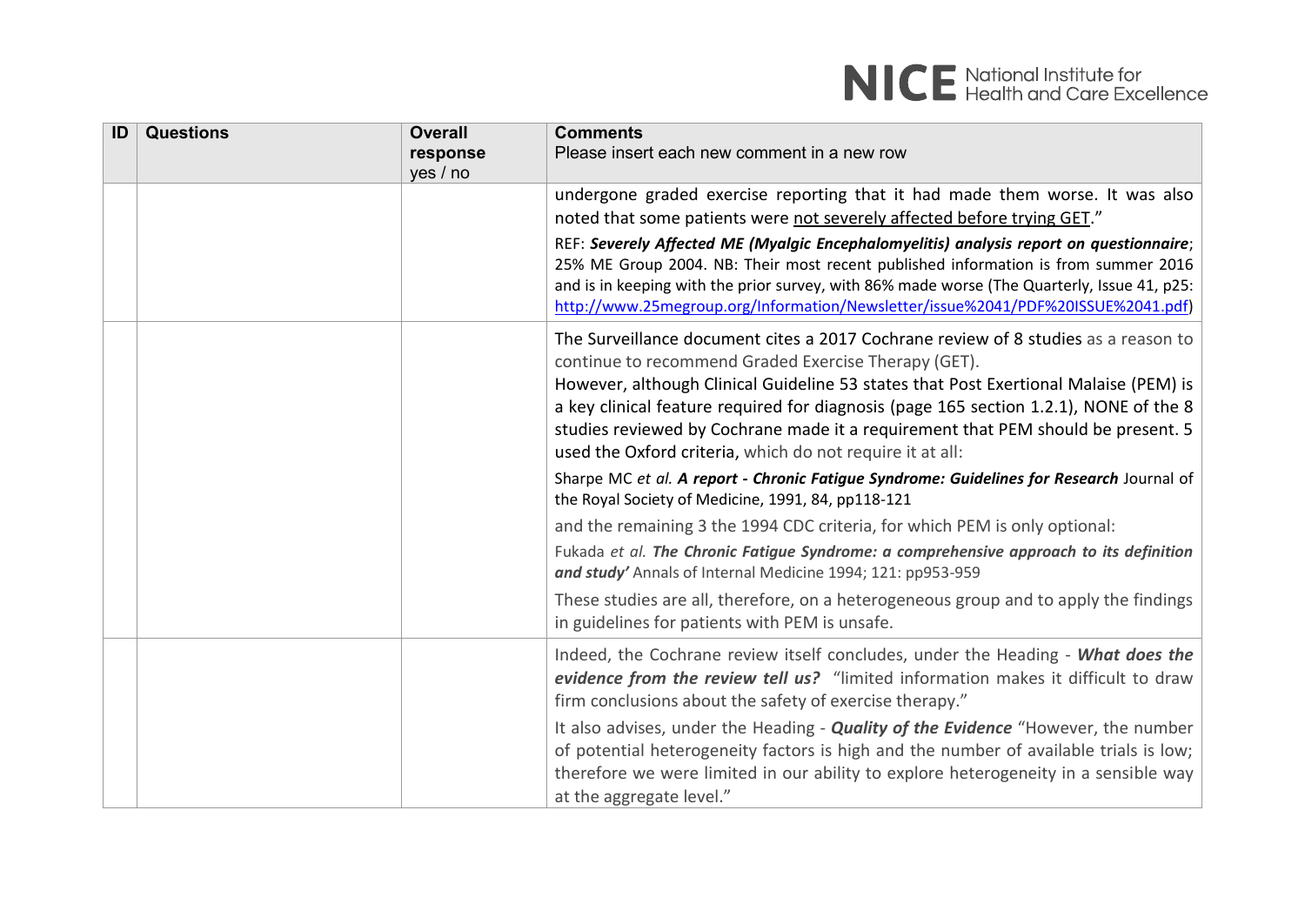| ID | Questions | Overall response yes / no | Comments Please insert each new comment in a new row |
|---|---|---|---|
| | | | undergone graded exercise reporting that it had made them worse. It was also noted that some patients were not severely affected before trying GET."<br><br>REF: ***Severely Affected ME (Myalgic Encephalomyelitis) analysis report on questionnaire***; 25% ME Group 2004. NB: Their most recent published information is from summer 2016 and is in keeping with the prior survey, with 86% made worse (The Quarterly, Issue 41, p25: http://www.25megroup.org/Information/Newsletter/issue%2041/PDF%20ISSUE%2041.pdf) |
| | | | The Surveillance document cites a 2017 Cochrane review of 8 studies as a reason to continue to recommend Graded Exercise Therapy (GET).<br>However, although Clinical Guideline 53 states that Post Exertional Malaise (PEM) is a key clinical feature required for diagnosis (page 165 section 1.2.1), NONE of the 8 studies reviewed by Cochrane made it a requirement that PEM should be present. 5 used the Oxford criteria, which do not require it at all:<br><br>Sharpe MC *et al.* ***A report - Chronic Fatigue Syndrome: Guidelines for Research*** Journal of the Royal Society of Medicine, 1991, 84, pp118-121<br><br>and the remaining 3 the 1994 CDC criteria, for which PEM is only optional:<br><br>Fukada *et al.* ***The Chronic Fatigue Syndrome: a comprehensive approach to its definition and study'*** Annals of Internal Medicine 1994; 121: pp953-959<br><br>These studies are all, therefore, on a heterogeneous group and to apply the findings in guidelines for patients with PEM is unsafe. |
| | | | Indeed, the Cochrane review itself concludes, under the Heading - ***What does the evidence from the review tell us?*** "limited information makes it difficult to draw firm conclusions about the safety of exercise therapy."<br><br>It also advises, under the Heading - ***Quality of the Evidence*** "However, the number of potential heterogeneity factors is high and the number of available trials is low; therefore we were limited in our ability to explore heterogeneity in a sensible way at the aggregate level." |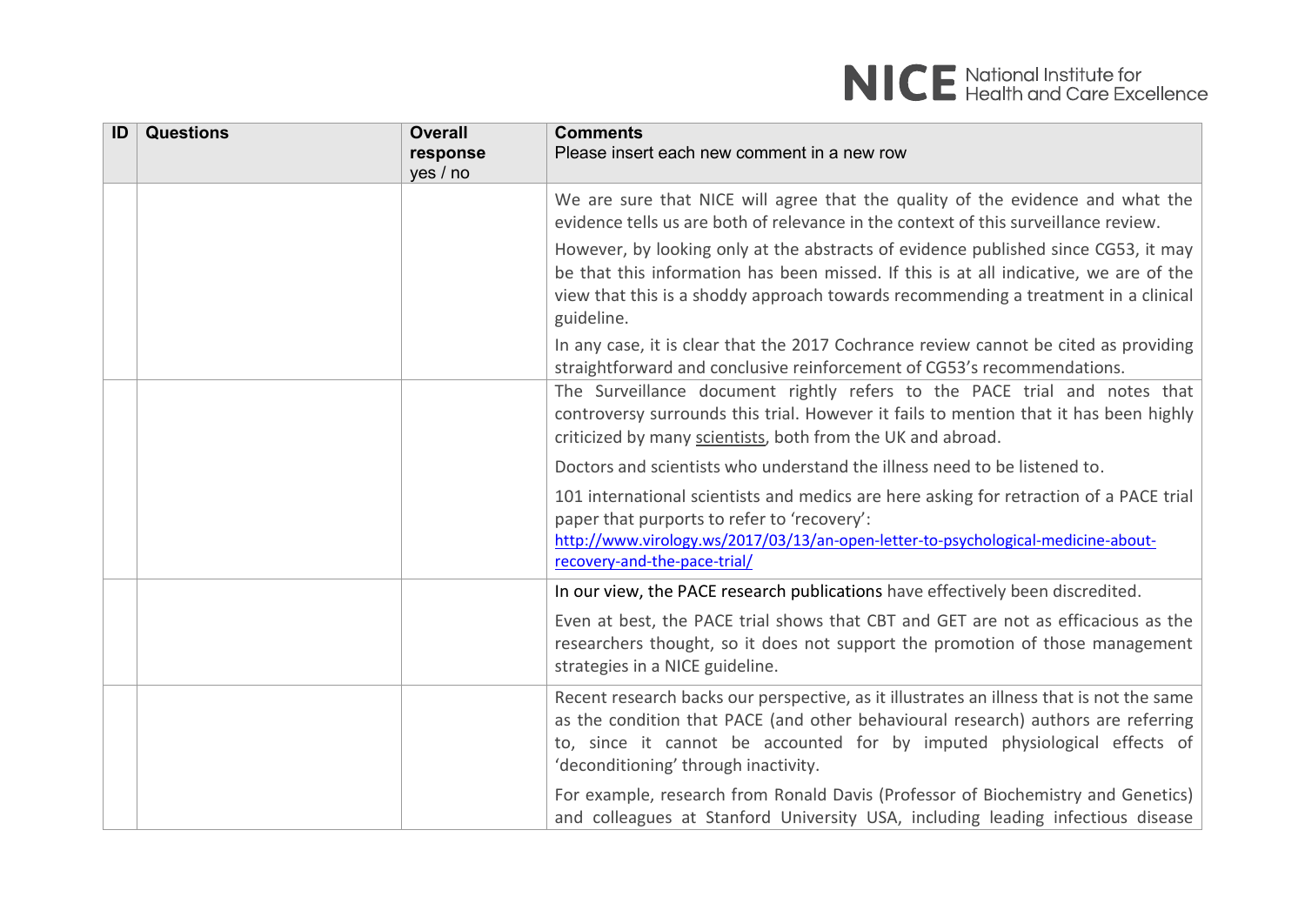| ID | Questions | Overall response yes / no | Comments Please insert each new comment in a new row |
|---|---|---|---|
| | | | We are sure that NICE will agree that the quality of the evidence and what the evidence tells us are both of relevance in the context of this surveillance review. However, by looking only at the abstracts of evidence published since CG53, it may be that this information has been missed. If this is at all indicative, we are of the view that this is a shoddy approach towards recommending a treatment in a clinical guideline. In any case, it is clear that the 2017 Cochrane review cannot be cited as providing straightforward and conclusive reinforcement of CG53's recommendations. |
| | | | The Surveillance document rightly refers to the PACE trial and notes that controversy surrounds this trial. However it fails to mention that it has been highly criticized by many scientists, both from the UK and abroad. Doctors and scientists who understand the illness need to be listened to. 101 international scientists and medics are here asking for retraction of a PACE trial paper that purports to refer to 'recovery': http://www.virology.ws/2017/03/13/an-open-letter-to-psychological-medicine-about-recovery-and-the-pace-trial/ |
| | | | In our view, the PACE research publications have effectively been discredited. Even at best, the PACE trial shows that CBT and GET are not as efficacious as the researchers thought, so it does not support the promotion of those management strategies in a NICE guideline. |
| | | | Recent research backs our perspective, as it illustrates an illness that is not the same as the condition that PACE (and other behavioural research) authors are referring to, since it cannot be accounted for by imputed physiological effects of 'deconditioning' through inactivity. For example, research from Ronald Davis (Professor of Biochemistry and Genetics) and colleagues at Stanford University USA, including leading infectious disease |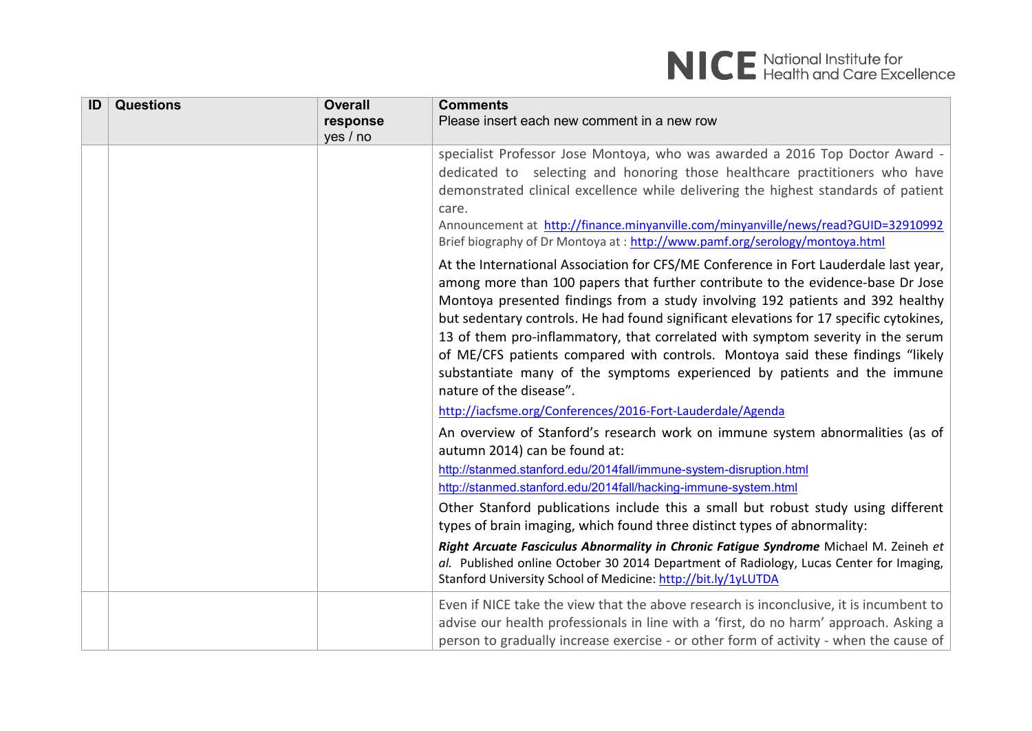| ID | Questions | Overall response yes / no | Comments Please insert each new comment in a new row |
|---|---|---|---|
| | | | specialist Professor Jose Montoya, who was awarded a 2016 Top Doctor Award - dedicated to selecting and honoring those healthcare practitioners who have demonstrated clinical excellence while delivering the highest standards of patient care. Announcement at http://finance.minyanville.com/minyanville/news/read?GUID=32910992 Brief biography of Dr Montoya at : http://www.pamf.org/serology/montoya.html<br><br>At the International Association for CFS/ME Conference in Fort Lauderdale last year, among more than 100 papers that further contribute to the evidence-base Dr Jose Montoya presented findings from a study involving 192 patients and 392 healthy but sedentary controls. He had found significant elevations for 17 specific cytokines, 13 of them pro-inflammatory, that correlated with symptom severity in the serum of ME/CFS patients compared with controls. Montoya said these findings "likely substantiate many of the symptoms experienced by patients and the immune nature of the disease".<br><br>http://iacfsme.org/Conferences/2016-Fort-Lauderdale/Agenda<br><br>An overview of Stanford's research work on immune system abnormalities (as of autumn 2014) can be found at:<br><br>http://stanmed.stanford.edu/2014fall/immune-system-disruption.html<br>http://stanmed.stanford.edu/2014fall/hacking-immune-system.html<br><br>Other Stanford publications include this a small but robust study using different types of brain imaging, which found three distinct types of abnormality:<br><br>***Right Arcuate Fasciculus Abnormality in Chronic Fatigue Syndrome*** Michael M. Zeineh *et al.* Published online October 30 2014 Department of Radiology, Lucas Center for Imaging, Stanford University School of Medicine: http://bit.ly/1yLUTDA |
| | | | Even if NICE take the view that the above research is inconclusive, it is incumbent to advise our health professionals in line with a 'first, do no harm' approach. Asking a person to gradually increase exercise - or other form of activity - when the cause of |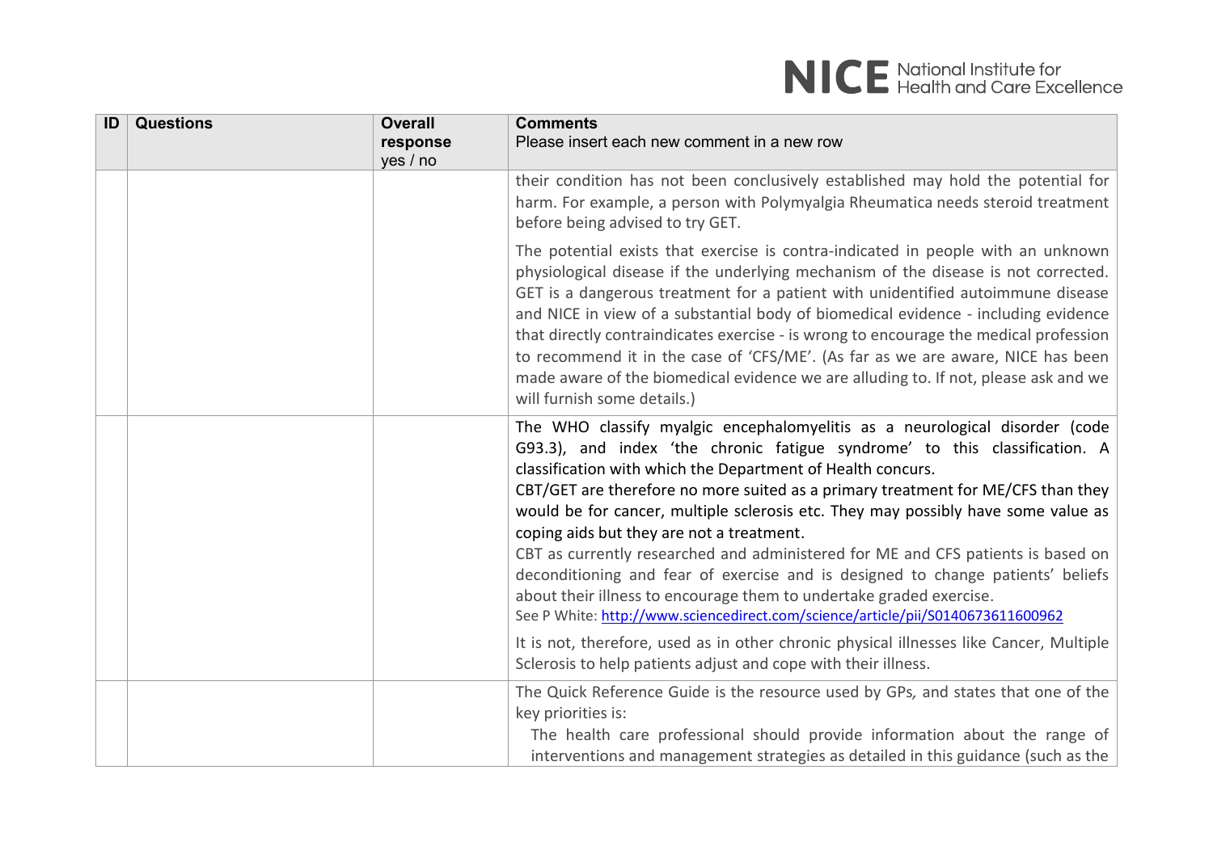| ID | Questions | Overall response yes / no | Comments<br>Please insert each new comment in a new row |
|---|---|---|---|
| | | | their condition has not been conclusively established may hold the potential for harm. For example, a person with Polymyalgia Rheumatica needs steroid treatment before being advised to try GET.<br><br>The potential exists that exercise is contra-indicated in people with an unknown physiological disease if the underlying mechanism of the disease is not corrected. GET is a dangerous treatment for a patient with unidentified autoimmune disease and NICE in view of a substantial body of biomedical evidence - including evidence that directly contraindicates exercise - is wrong to encourage the medical profession to recommend it in the case of 'CFS/ME'. (As far as we are aware, NICE has been made aware of the biomedical evidence we are alluding to. If not, please ask and we will furnish some details.) |
| | | | The WHO classify myalgic encephalomyelitis as a neurological disorder (code G93.3), and index 'the chronic fatigue syndrome' to this classification. A classification with which the Department of Health concurs.<br>CBT/GET are therefore no more suited as a primary treatment for ME/CFS than they would be for cancer, multiple sclerosis etc. They may possibly have some value as coping aids but they are not a treatment.<br>CBT as currently researched and administered for ME and CFS patients is based on deconditioning and fear of exercise and is designed to change patients' beliefs about their illness to encourage them to undertake graded exercise.<br>See P White: http://www.sciencedirect.com/science/article/pii/S0140673611600962<br><br>It is not, therefore, used as in other chronic physical illnesses like Cancer, Multiple Sclerosis to help patients adjust and cope with their illness. |
| | | | The Quick Reference Guide is the resource used by GPs, and states that one of the key priorities is:<br>The health care professional should provide information about the range of interventions and management strategies as detailed in this guidance (such as the |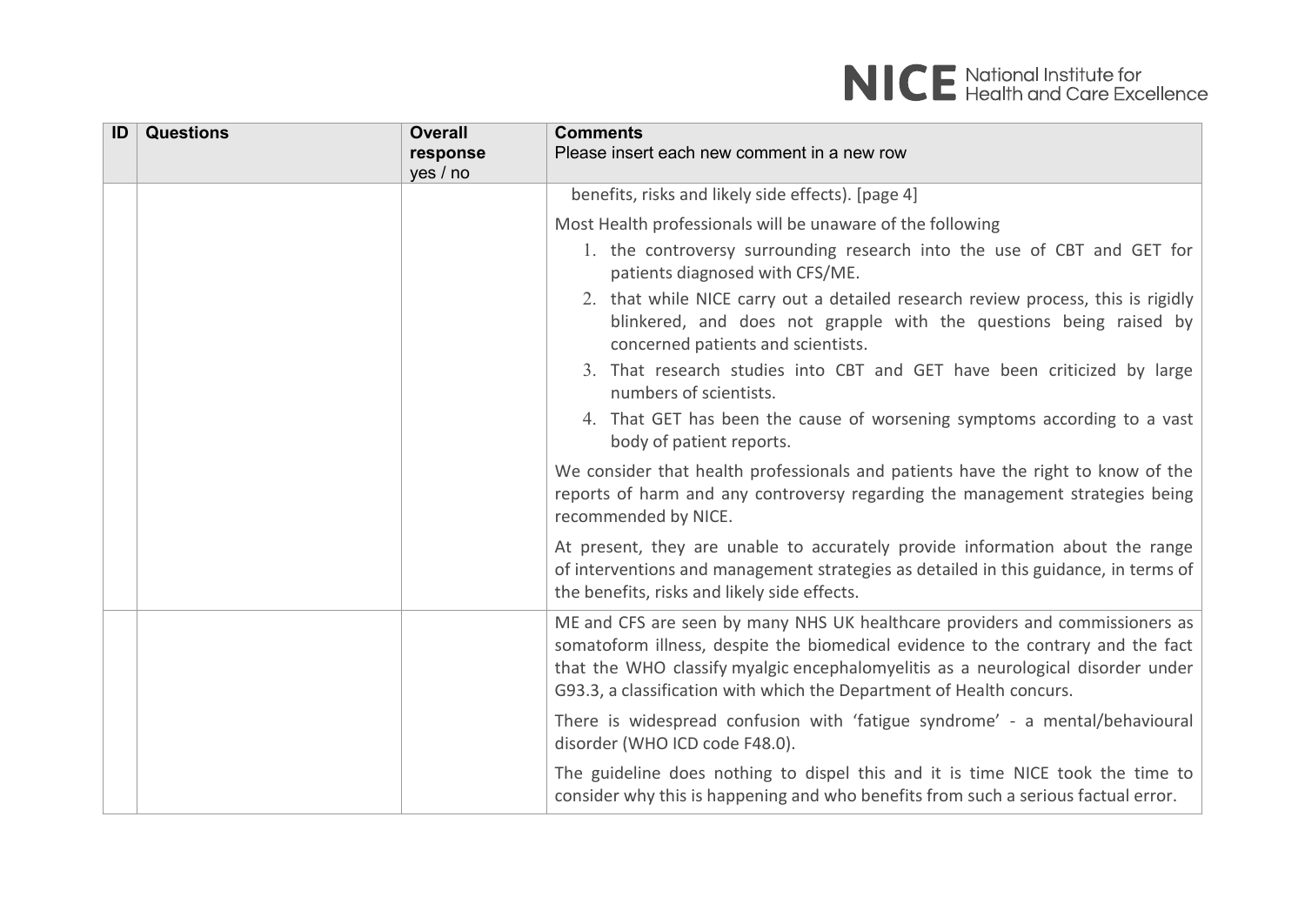| ID | Questions | Overall response yes / no | Comments<br>Please insert each new comment in a new row |
|---|---|---|---|
| | | | benefits, risks and likely side effects). [page 4]<br><br>Most Health professionals will be unaware of the following<br><br>1. the controversy surrounding research into the use of CBT and GET for patients diagnosed with CFS/ME.<br>2. that while NICE carry out a detailed research review process, this is rigidly blinkered, and does not grapple with the questions being raised by concerned patients and scientists.<br>3. That research studies into CBT and GET have been criticized by large numbers of scientists.<br>4. That GET has been the cause of worsening symptoms according to a vast body of patient reports.<br><br>We consider that health professionals and patients have the right to know of the reports of harm and any controversy regarding the management strategies being recommended by NICE.<br><br>At present, they are unable to accurately provide information about the range of interventions and management strategies as detailed in this guidance, in terms of the benefits, risks and likely side effects. |
| | | | ME and CFS are seen by many NHS UK healthcare providers and commissioners as somatoform illness, despite the biomedical evidence to the contrary and the fact that the WHO classify myalgic encephalomyelitis as a neurological disorder under G93.3, a classification with which the Department of Health concurs.<br><br>There is widespread confusion with 'fatigue syndrome' - a mental/behavioural disorder (WHO ICD code F48.0).<br><br>The guideline does nothing to dispel this and it is time NICE took the time to consider why this is happening and who benefits from such a serious factual error. |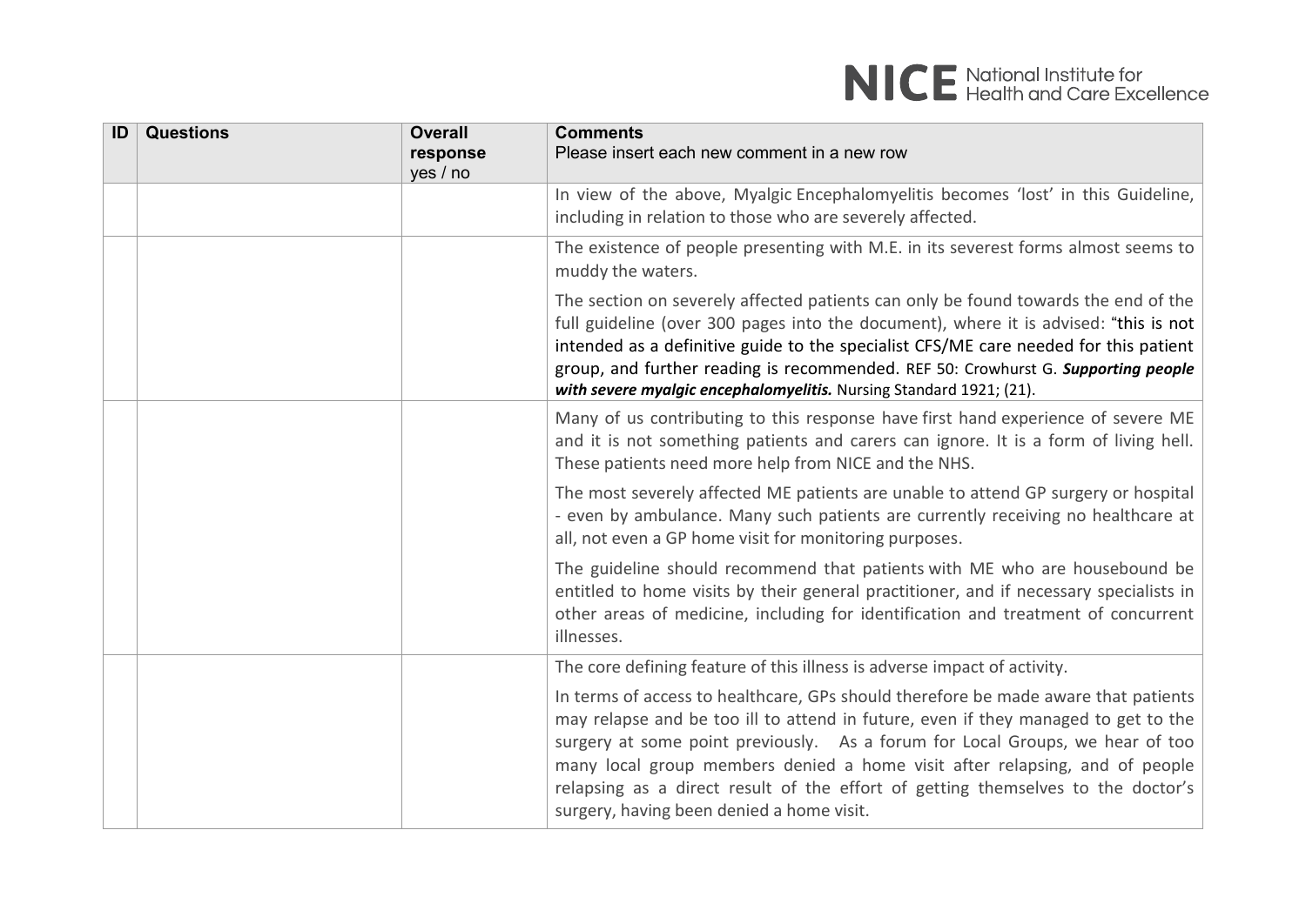| ID | Questions | Overall response yes / no | Comments<br>Please insert each new comment in a new row |
|---|---|---|---|
| | | | In view of the above, Myalgic Encephalomyelitis becomes 'lost' in this Guideline, including in relation to those who are severely affected. |
| | | | The existence of people presenting with M.E. in its severest forms almost seems to muddy the waters.<br><br>The section on severely affected patients can only be found towards the end of the full guideline (over 300 pages into the document), where it is advised: "this is not intended as a definitive guide to the specialist CFS/ME care needed for this patient group, and further reading is recommended. REF 50: Crowhurst G. ***Supporting people with severe myalgic encephalomyelitis.*** Nursing Standard 1921; (21). |
| | | | Many of us contributing to this response have first hand experience of severe ME and it is not something patients and carers can ignore. It is a form of living hell. These patients need more help from NICE and the NHS.<br><br>The most severely affected ME patients are unable to attend GP surgery or hospital - even by ambulance. Many such patients are currently receiving no healthcare at all, not even a GP home visit for monitoring purposes.<br><br>The guideline should recommend that patients with ME who are housebound be entitled to home visits by their general practitioner, and if necessary specialists in other areas of medicine, including for identification and treatment of concurrent illnesses. |
| | | | The core defining feature of this illness is adverse impact of activity.<br><br>In terms of access to healthcare, GPs should therefore be made aware that patients may relapse and be too ill to attend in future, even if they managed to get to the surgery at some point previously. As a forum for Local Groups, we hear of too many local group members denied a home visit after relapsing, and of people relapsing as a direct result of the effort of getting themselves to the doctor's surgery, having been denied a home visit. |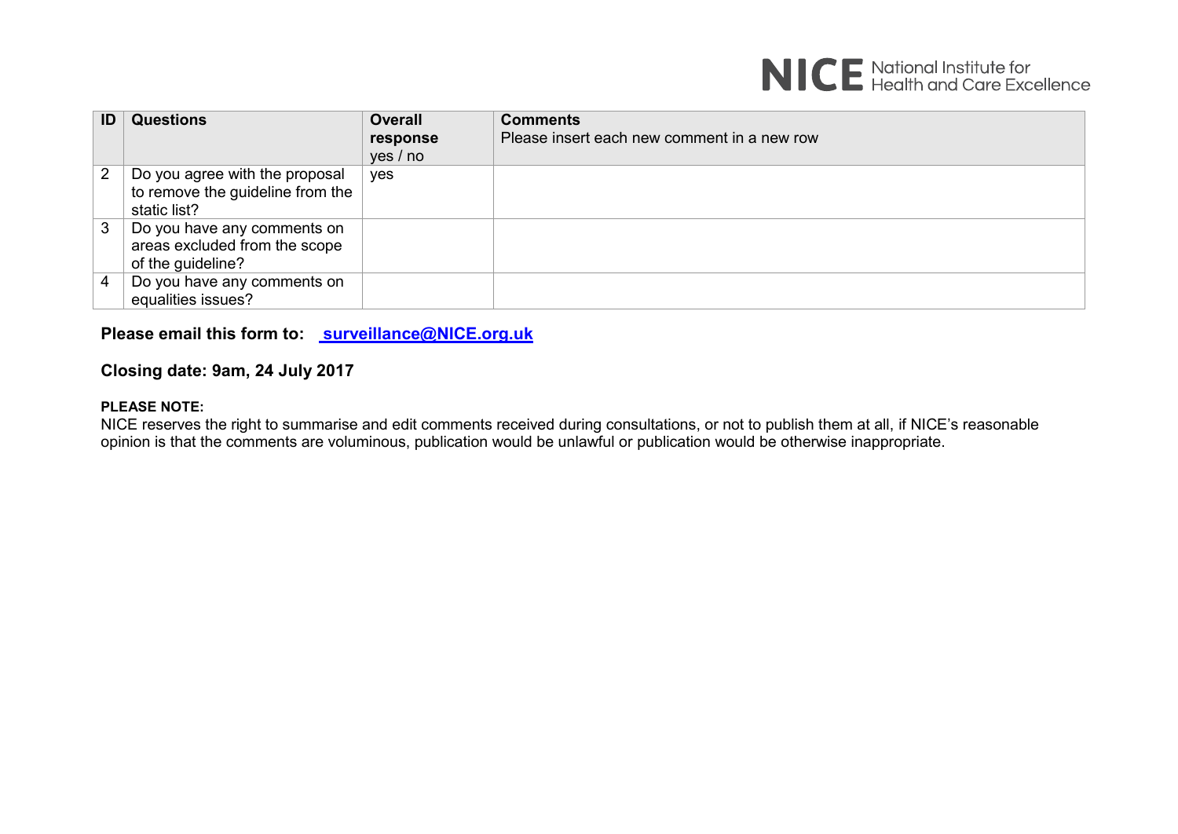| ID | Questions | Overall response yes / no | Comments Please insert each new comment in a new row |
|---|---|---|---|
| 2 | Do you agree with the proposal to remove the guideline from the static list? | yes | |
| 3 | Do you have any comments on areas excluded from the scope of the guideline? | | |
| 4 | Do you have any comments on equalities issues? | | |

### Please email this form to: surveillance@NICE.org.uk

### Closing date: 9am, 24 July 2017

**PLEASE NOTE:**
NICE reserves the right to summarise and edit comments received during consultations, or not to publish them at all, if NICE's reasonable opinion is that the comments are voluminous, publication would be unlawful or publication would be otherwise inappropriate.